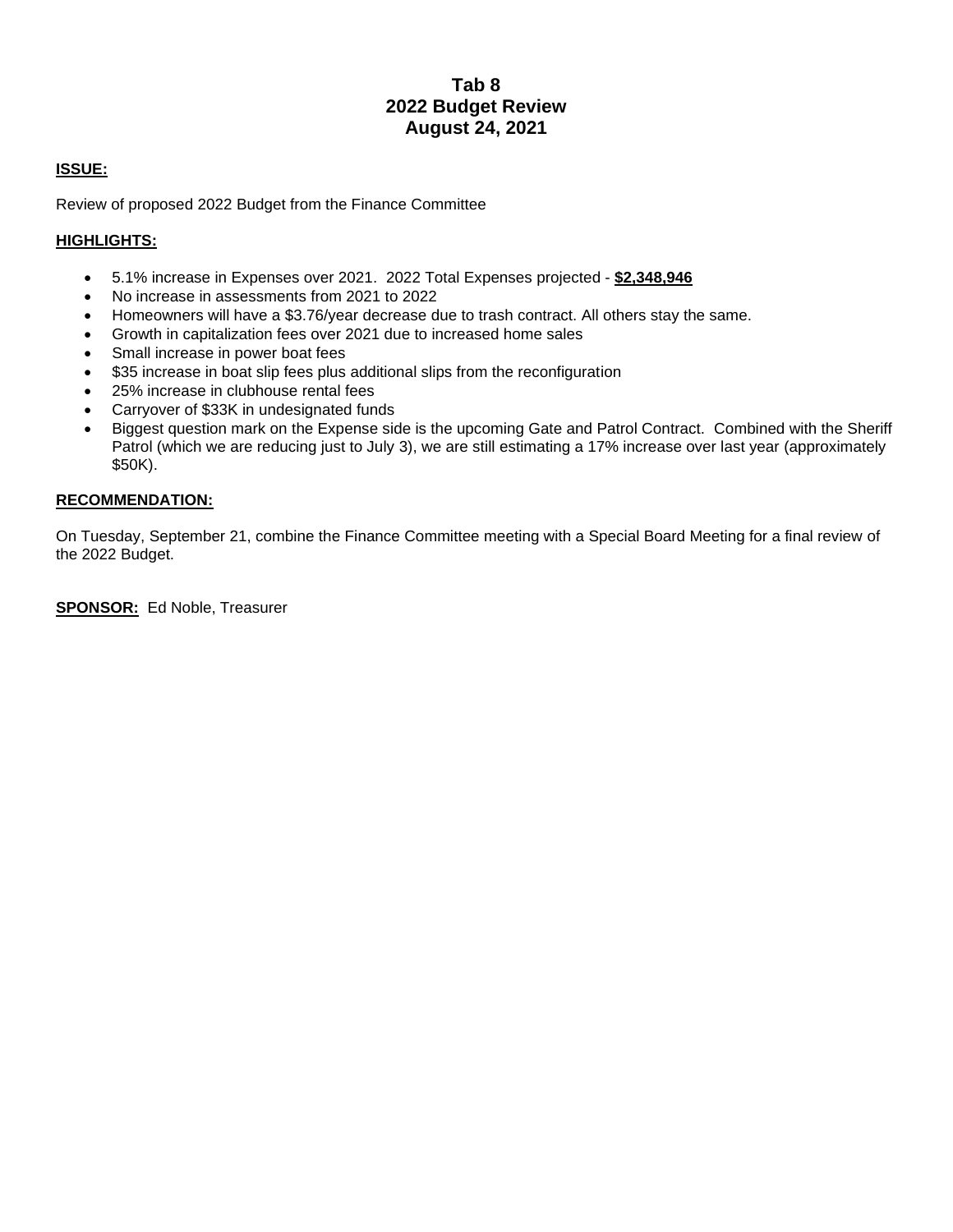# Tab 8
# 2022 Budget Review
# August 24, 2021

**ISSUE:**

Review of proposed 2022 Budget from the Finance Committee

**HIGHLIGHTS:**

- 5.1% increase in Expenses over 2021. 2022 Total Expenses projected - **$2,348,946**
- No increase in assessments from 2021 to 2022
- Homeowners will have a $3.76/year decrease due to trash contract. All others stay the same.
- Growth in capitalization fees over 2021 due to increased home sales
- Small increase in power boat fees
- $35 increase in boat slip fees plus additional slips from the reconfiguration
- 25% increase in clubhouse rental fees
- Carryover of $33K in undesignated funds
- Biggest question mark on the Expense side is the upcoming Gate and Patrol Contract. Combined with the Sheriff Patrol (which we are reducing just to July 3), we are still estimating a 17% increase over last year (approximately $50K).

**RECOMMENDATION:**

On Tuesday, September 21, combine the Finance Committee meeting with a Special Board Meeting for a final review of the 2022 Budget.

**SPONSOR:** Ed Noble, Treasurer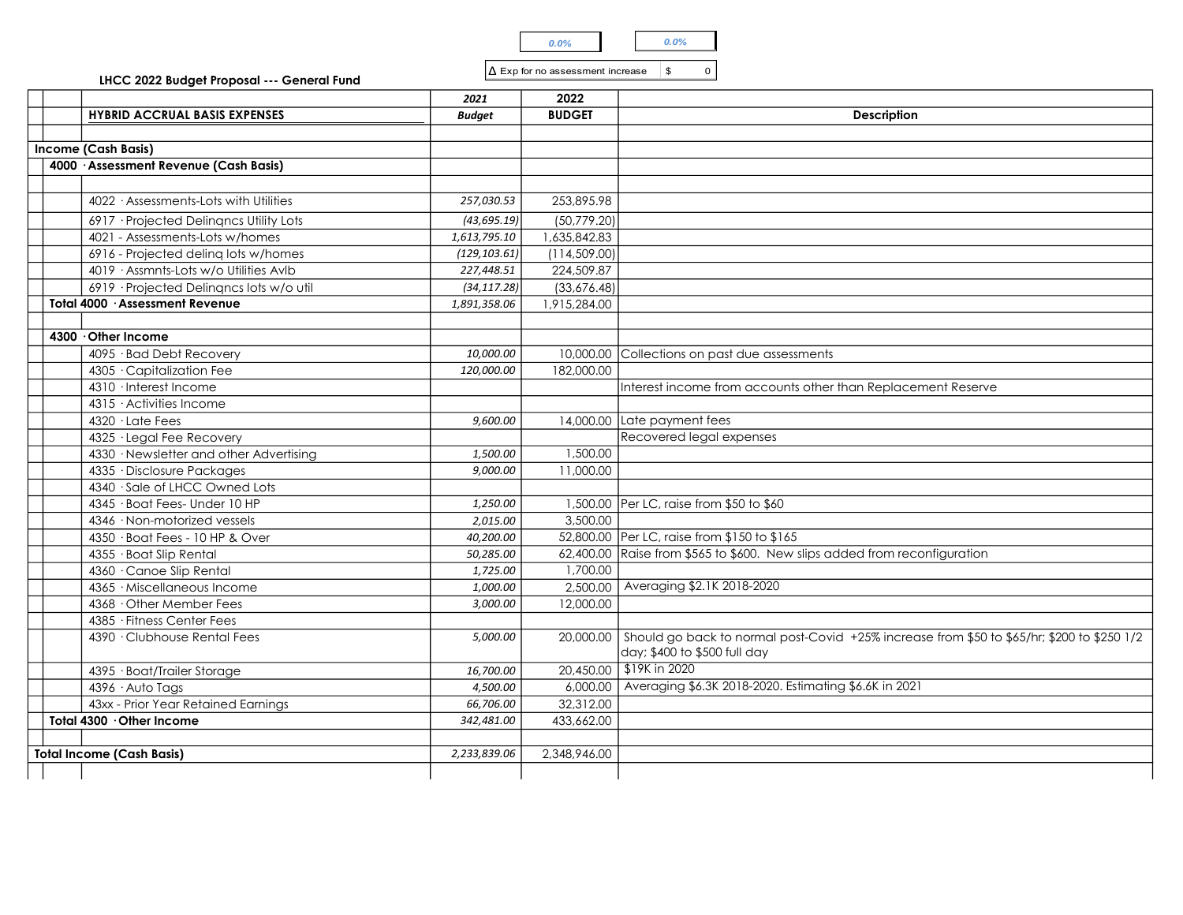| 0.0% | 0.0% |
|---|---|

| Δ Exp for no assessment increase | $ | 0 |
|---|---|---|

**LHCC 2022 Budget Proposal --- General Fund**

| HYBRID ACCRUAL BASIS EXPENSES | 2021 *Budget* | 2022 BUDGET | Description |
|---|---|---|---|
| | | | |
| **Income (Cash Basis)** | | | |
| **4000 · Assessment Revenue (Cash Basis)** | | | |
| | | | |
| 4022 · Assessments-Lots with Utilities | *257,030.53* | 253,895.98 | |
| 6917 · Projected Delinqncs Utility Lots | *(43,695.19)* | (50,779.20) | |
| 4021 - Assessments-Lots w/homes | *1,613,795.10* | 1,635,842.83 | |
| 6916 - Projected delinq lots w/homes | *(129,103.61)* | (114,509.00) | |
| 4019 · Assmnts-Lots w/o Utilities Avlb | *227,448.51* | 224,509.87 | |
| 6919 · Projected Delinqncs lots w/o util | *(34,117.28)* | (33,676.48) | |
| **Total 4000 · Assessment Revenue** | *1,891,358.06* | 1,915,284.00 | |
| | | | |
| **4300 · Other Income** | | | |
| 4095 · Bad Debt Recovery | *10,000.00* | 10,000.00 | Collections on past due assessments |
| 4305 · Capitalization Fee | *120,000.00* | 182,000.00 | |
| 4310 · Interest Income | | | Interest income from accounts other than Replacement Reserve |
| 4315 · Activities Income | | | |
| 4320 · Late Fees | *9,600.00* | 14,000.00 | Late payment fees |
| 4325 · Legal Fee Recovery | | | Recovered legal expenses |
| 4330 · Newsletter and other Advertising | *1,500.00* | 1,500.00 | |
| 4335 · Disclosure Packages | *9,000.00* | 11,000.00 | |
| 4340 · Sale of LHCC Owned Lots | | | |
| 4345 · Boat Fees- Under 10 HP | *1,250.00* | 1,500.00 | Per LC, raise from $50 to $60 |
| 4346 · Non-motorized vessels | *2,015.00* | 3,500.00 | |
| 4350 · Boat Fees - 10 HP & Over | *40,200.00* | 52,800.00 | Per LC, raise from $150 to $165 |
| 4355 · Boat Slip Rental | *50,285.00* | 62,400.00 | Raise from $565 to $600. New slips added from reconfiguration |
| 4360 · Canoe Slip Rental | *1,725.00* | 1,700.00 | |
| 4365 · Miscellaneous Income | *1,000.00* | 2,500.00 | Averaging $2.1K 2018-2020 |
| 4368 · Other Member Fees | *3,000.00* | 12,000.00 | |
| 4385 · Fitness Center Fees | | | |
| 4390 · Clubhouse Rental Fees | *5,000.00* | 20,000.00 | Should go back to normal post-Covid +25% increase from $50 to $65/hr; $200 to $250 1/2 day; $400 to $500 full day |
| 4395 · Boat/Trailer Storage | *16,700.00* | 20,450.00 | $19K in 2020 |
| 4396 · Auto Tags | *4,500.00* | 6,000.00 | Averaging $6.3K 2018-2020. Estimating $6.6K in 2021 |
| 43xx - Prior Year Retained Earnings | *66,706.00* | 32,312.00 | |
| **Total 4300 · Other Income** | *342,481.00* | 433,662.00 | |
| | | | |
| **Total Income (Cash Basis)** | *2,233,839.06* | 2,348,946.00 | |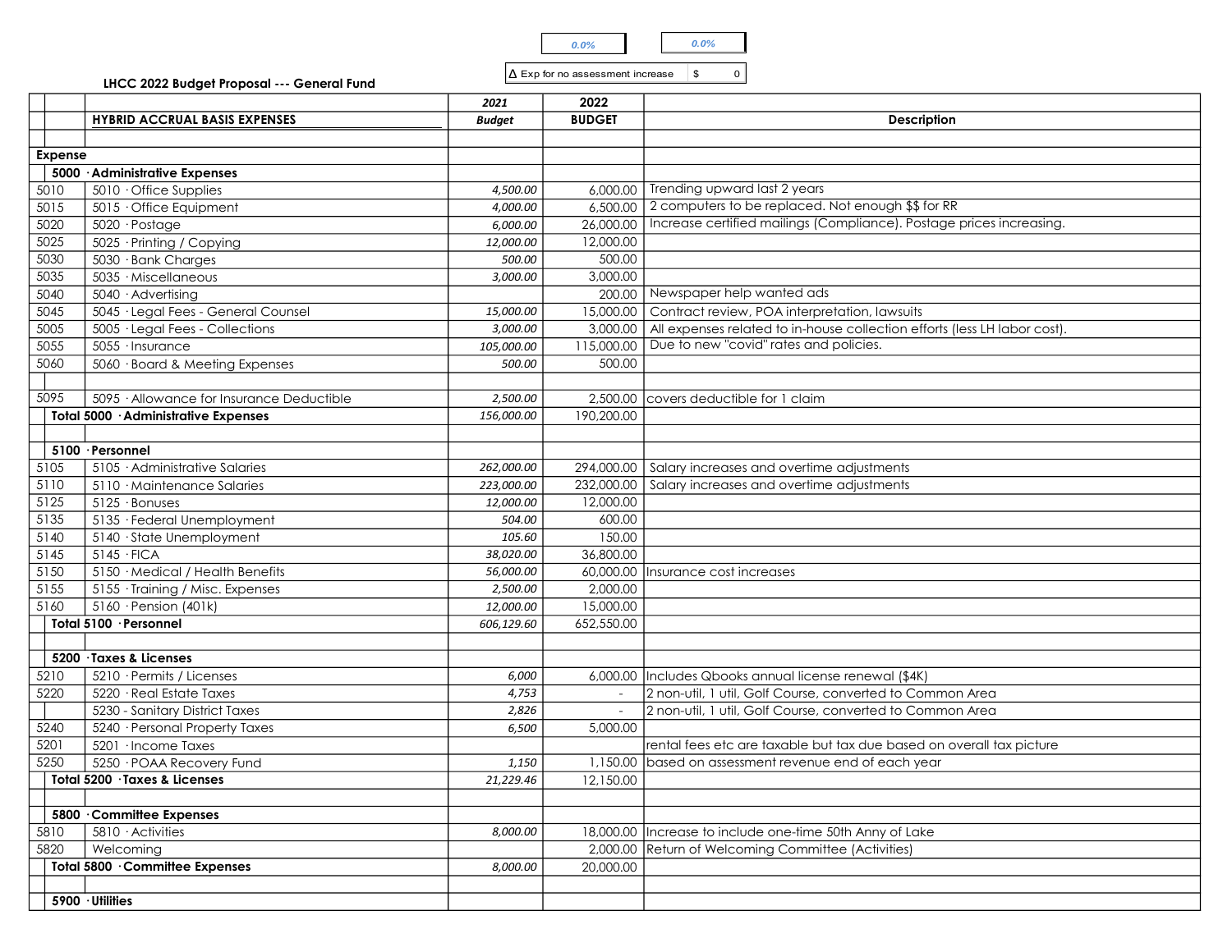| 0.0% | 0.0% |
|---|---|

| Δ Exp for no assessment increase | $ | 0 |
|---|---|---|

**LHCC 2022 Budget Proposal --- General Fund**

| | | 2021 | 2022 | |
|---|---|---|---|---|
| | **HYBRID ACCRUAL BASIS EXPENSES** | ***Budget*** | **BUDGET** | **Description** |
| | | | | |
| **Expense** | | | | |
| | **5000 · Administrative Expenses** | | | |
| 5010 | 5010 · Office Supplies | *4,500.00* | 6,000.00 | Trending upward last 2 years |
| 5015 | 5015 · Office Equipment | *4,000.00* | 6,500.00 | 2 computers to be replaced. Not enough $$ for RR |
| 5020 | 5020 · Postage | *6,000.00* | 26,000.00 | Increase certified mailings (Compliance). Postage prices increasing. |
| 5025 | 5025 · Printing / Copying | *12,000.00* | 12,000.00 | |
| 5030 | 5030 · Bank Charges | *500.00* | 500.00 | |
| 5035 | 5035 · Miscellaneous | *3,000.00* | 3,000.00 | |
| 5040 | 5040 · Advertising | | 200.00 | Newspaper help wanted ads |
| 5045 | 5045 · Legal Fees - General Counsel | *15,000.00* | 15,000.00 | Contract review, POA interpretation, lawsuits |
| 5005 | 5005 · Legal Fees - Collections | *3,000.00* | 3,000.00 | All expenses related to in-house collection efforts (less LH labor cost). |
| 5055 | 5055 · Insurance | *105,000.00* | 115,000.00 | Due to new "covid" rates and policies. |
| 5060 | 5060 · Board & Meeting Expenses | *500.00* | 500.00 | |
| | | | | |
| 5095 | 5095 · Allowance for Insurance Deductible | *2,500.00* | 2,500.00 | covers deductible for 1 claim |
| | **Total 5000 · Administrative Expenses** | *156,000.00* | 190,200.00 | |
| | | | | |
| | **5100 · Personnel** | | | |
| 5105 | 5105 · Administrative Salaries | *262,000.00* | 294,000.00 | Salary increases and overtime adjustments |
| 5110 | 5110 · Maintenance Salaries | *223,000.00* | 232,000.00 | Salary increases and overtime adjustments |
| 5125 | 5125 · Bonuses | *12,000.00* | 12,000.00 | |
| 5135 | 5135 · Federal Unemployment | *504.00* | 600.00 | |
| 5140 | 5140 · State Unemployment | *105.60* | 150.00 | |
| 5145 | 5145 · FICA | *38,020.00* | 36,800.00 | |
| 5150 | 5150 · Medical / Health Benefits | *56,000.00* | 60,000.00 | Insurance cost increases |
| 5155 | 5155 · Training / Misc. Expenses | *2,500.00* | 2,000.00 | |
| 5160 | 5160 · Pension (401k) | *12,000.00* | 15,000.00 | |
| | **Total 5100 · Personnel** | *606,129.60* | 652,550.00 | |
| | | | | |
| | **5200 · Taxes & Licenses** | | | |
| 5210 | 5210 · Permits / Licenses | *6,000* | 6,000.00 | Includes Qbooks annual license renewal ($4K) |
| 5220 | 5220 · Real Estate Taxes | *4,753* | - | 2 non-util, 1 util, Golf Course, converted to Common Area |
| | 5230 - Sanitary District Taxes | *2,826* | - | 2 non-util, 1 util, Golf Course, converted to Common Area |
| 5240 | 5240 · Personal Property Taxes | *6,500* | 5,000.00 | |
| 5201 | 5201 · Income Taxes | | | rental fees etc are taxable but tax due based on overall tax picture |
| 5250 | 5250 · POAA Recovery Fund | *1,150* | 1,150.00 | based on assessment revenue end of each year |
| | **Total 5200 · Taxes & Licenses** | *21,229.46* | 12,150.00 | |
| | | | | |
| | **5800 · Committee Expenses** | | | |
| 5810 | 5810 · Activities | *8,000.00* | 18,000.00 | Increase to include one-time 50th Anny of Lake |
| 5820 | Welcoming | | 2,000.00 | Return of Welcoming Committee (Activities) |
| | **Total 5800 · Committee Expenses** | *8,000.00* | 20,000.00 | |
| | | | | |
| | **5900 · Utilities** | | | |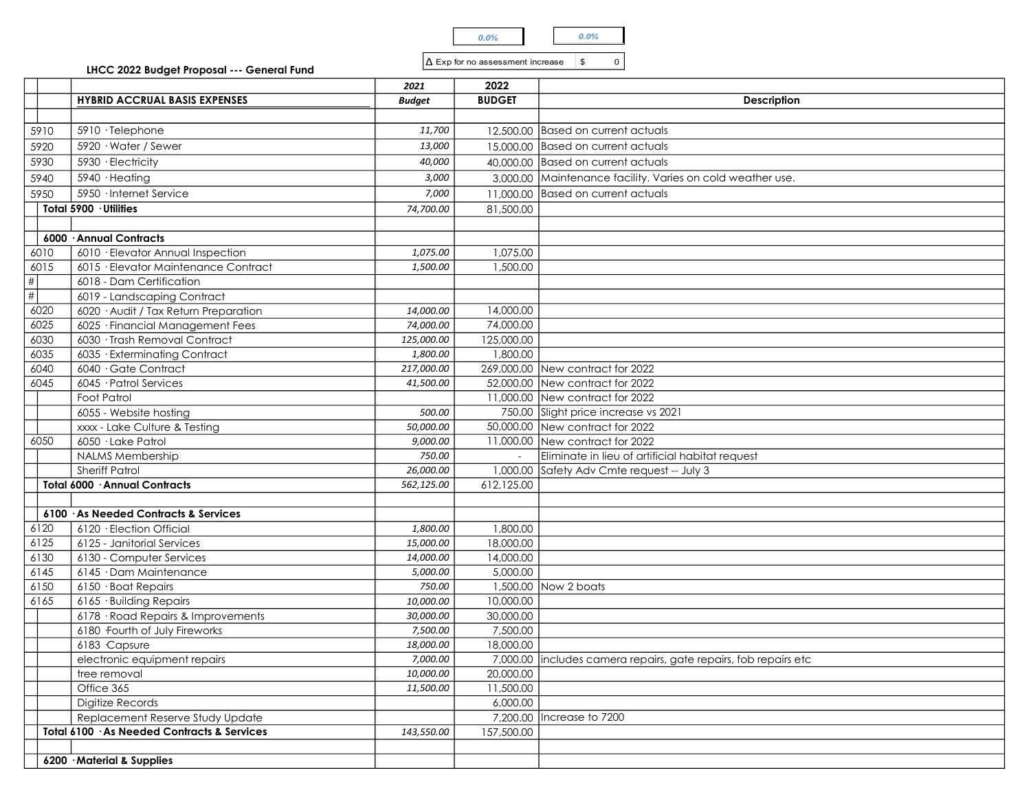0.0% | 0.0%

Δ Exp for no assessment increase | $ 0

**LHCC 2022 Budget Proposal --- General Fund**

| | HYBRID ACCRUAL BASIS EXPENSES | 2021 Budget | 2022 BUDGET | Description |
|---|---|---|---|---|
| | | | | |
| 5910 | 5910 · Telephone | 11,700 | 12,500.00 | Based on current actuals |
| 5920 | 5920 · Water / Sewer | 13,000 | 15,000.00 | Based on current actuals |
| 5930 | 5930 · Electricity | 40,000 | 40,000.00 | Based on current actuals |
| 5940 | 5940 · Heating | 3,000 | 3,000.00 | Maintenance facility. Varies on cold weather use. |
| 5950 | 5950 · Internet Service | 7,000 | 11,000.00 | Based on current actuals |
| | **Total 5900 · Utilities** | 74,700.00 | 81,500.00 | |
| | | | | |
| | **6000 · Annual Contracts** | | | |
| 6010 | 6010 · Elevator Annual Inspection | 1,075.00 | 1,075.00 | |
| 6015 | 6015 · Elevator Maintenance Contract | 1,500.00 | 1,500.00 | |
| # | 6018 - Dam Certification | | | |
| # | 6019 - Landscaping Contract | | | |
| 6020 | 6020 · Audit / Tax Return Preparation | 14,000.00 | 14,000.00 | |
| 6025 | 6025 · Financial Management Fees | 74,000.00 | 74,000.00 | |
| 6030 | 6030 · Trash Removal Contract | 125,000.00 | 125,000.00 | |
| 6035 | 6035 · Exterminating Contract | 1,800.00 | 1,800.00 | |
| 6040 | 6040 · Gate Contract | 217,000.00 | 269,000.00 | New contract for 2022 |
| 6045 | 6045 · Patrol Services | 41,500.00 | 52,000.00 | New contract for 2022 |
| | Foot Patrol | | 11,000.00 | New contract for 2022 |
| | 6055 - Website hosting | 500.00 | 750.00 | Slight price increase vs 2021 |
| | xxxx - Lake Culture & Testing | 50,000.00 | 50,000.00 | New contract for 2022 |
| 6050 | 6050 · Lake Patrol | 9,000.00 | 11,000.00 | New contract for 2022 |
| | NALMS Membership | 750.00 | - | Eliminate in lieu of artificial habitat request |
| | Sheriff Patrol | 26,000.00 | 1,000.00 | Safety Adv Cmte request -- July 3 |
| | **Total 6000 · Annual Contracts** | 562,125.00 | 612,125.00 | |
| | | | | |
| | **6100 · As Needed Contracts & Services** | | | |
| 6120 | 6120 · Election Official | 1,800.00 | 1,800.00 | |
| 6125 | 6125 - Janitorial Services | 15,000.00 | 18,000.00 | |
| 6130 | 6130 - Computer Services | 14,000.00 | 14,000.00 | |
| 6145 | 6145 · Dam Maintenance | 5,000.00 | 5,000.00 | |
| 6150 | 6150 · Boat Repairs | 750.00 | 1,500.00 | Now 2 boats |
| 6165 | 6165 · Building Repairs | 10,000.00 | 10,000.00 | |
| | 6178 · Road Repairs & Improvements | 30,000.00 | 30,000.00 | |
| | 6180 ·Fourth of July Fireworks | 7,500.00 | 7,500.00 | |
| | 6183 ·Capsure | 18,000.00 | 18,000.00 | |
| | electronic equipment repairs | 7,000.00 | 7,000.00 | includes camera repairs, gate repairs, fob repairs etc |
| | tree removal | 10,000.00 | 20,000.00 | |
| | Office 365 | 11,500.00 | 11,500.00 | |
| | Digitize Records | | 6,000.00 | |
| | Replacement Reserve Study Update | | 7,200.00 | Increase to 7200 |
| | **Total 6100 · As Needed Contracts & Services** | 143,550.00 | 157,500.00 | |
| | | | | |
| | **6200 · Material & Supplies** | | | |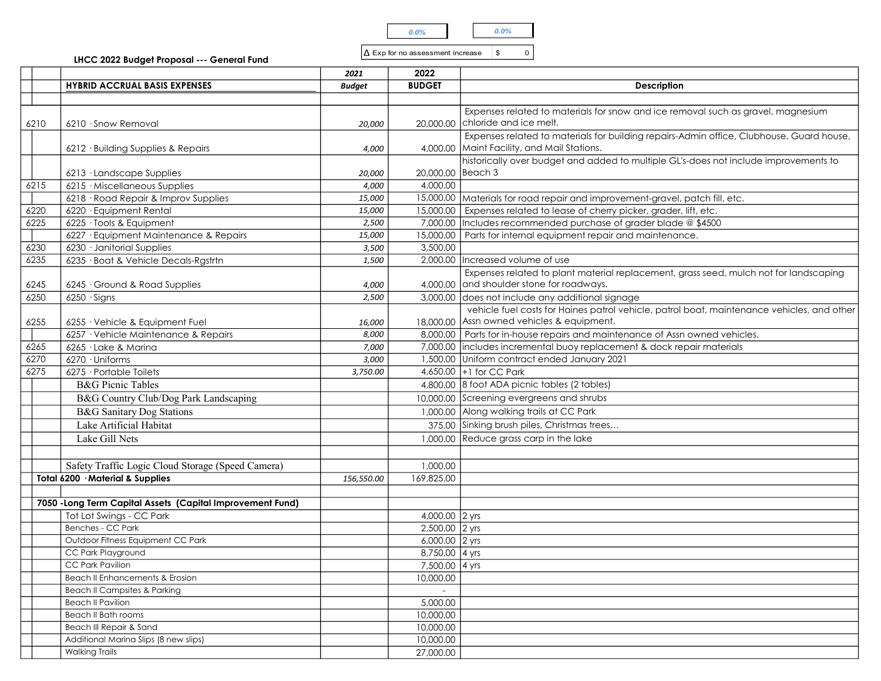0.0% | 0.0%

Δ Exp for no assessment increase | $ 0

**LHCC 2022 Budget Proposal --- General Fund**

| | | 2021 | 2022 | |
|---|---|---|---|---|
| | **HYBRID ACCRUAL BASIS EXPENSES** | ***Budget*** | **BUDGET** | **Description** |
| | | | | |
| 6210 | 6210 · Snow Removal | *20,000* | 20,000.00 | Expenses related to materials for snow and ice removal such as gravel, magnesium chloride and ice melt. |
| | 6212 · Building Supplies & Repairs | *4,000* | 4,000.00 | Expenses related to materials for building repairs-Admin office, Clubhouse, Guard house, Maint Facility, and Mail Stations. |
| | 6213 · Landscape Supplies | *20,000* | 20,000.00 | historically over budget and added to multiple GL's-does not include improvements to Beach 3 |
| 6215 | 6215 · Miscellaneous Supplies | *4,000* | 4,000.00 | |
| | 6218 · Road Repair & Improv Supplies | *15,000* | 15,000.00 | Materials for road repair and improvement-gravel, patch fill, etc. |
| 6220 | 6220 · Equipment Rental | *15,000* | 15,000.00 | Expenses related to lease of cherry picker, grader, lift, etc. |
| 6225 | 6225 · Tools & Equipment | *2,500* | 7,000.00 | Includes recommended purchase of grader blade @ $4500 |
| | 6227 · Equipment Maintenance & Repairs | *15,000* | 15,000.00 | Parts for internal equipment repair and maintenance. |
| 6230 | 6230 · Janitorial Supplies | *3,500* | 3,500.00 | |
| 6235 | 6235 · Boat & Vehicle Decals-Rgstrtn | *1,500* | 2,000.00 | Increased volume of use |
| 6245 | 6245 · Ground & Road Supplies | *4,000* | 4,000.00 | Expenses related to plant material replacement, grass seed, mulch not for landscaping and shoulder stone for roadways. |
| 6250 | 6250 · Signs | *2,500* | 3,000.00 | does not include any additional signage |
| 6255 | 6255 · Vehicle & Equipment Fuel | *16,000* | 18,000.00 | vehicle fuel costs for Haines patrol vehicle, patrol boat, maintenance vehicles, and other Assn owned vehicles & equipment. |
| | 6257 · Vehicle Maintenance & Repairs | *8,000* | 8,000.00 | Parts for in-house repairs and maintenance of Assn owned vehicles. |
| 6265 | 6265 · Lake & Marina | *7,000* | 7,000.00 | includes incremental buoy replacement & dock repair materials |
| 6270 | 6270 · Uniforms | *3,000* | 1,500.00 | Uniform contract ended January 2021 |
| 6275 | 6275 · Portable Toilets | *3,750.00* | 4,650.00 | +1 for CC Park |
| | B&G Picnic Tables | | 4,800.00 | 8 foot ADA picnic tables (2 tables) |
| | B&G Country Club/Dog Park Landscaping | | 10,000.00 | Screening evergreens and shrubs |
| | B&G Sanitary Dog Stations | | 1,000.00 | Along walking trails at CC Park |
| | Lake Artificial Habitat | | 375.00 | Sinking brush piles, Christmas trees… |
| | Lake Gill Nets | | 1,000.00 | Reduce grass carp in the lake |
| | | | | |
| | Safety Traffic Logic Cloud Storage (Speed Camera) | | 1,000.00 | |
| **Total 6200 · Material & Supplies** | | *156,550.00* | 169,825.00 | |
| | | | | |
| **7050 -Long Term Capital Assets (Capital Improvement Fund)** | | | | |
| | Tot Lot Swings - CC Park | | 4,000.00 | 2 yrs |
| | Benches - CC Park | | 2,500.00 | 2 yrs |
| | Outdoor Fitness Equipment CC Park | | 6,000.00 | 2 yrs |
| | CC Park Playground | | 8,750.00 | 4 yrs |
| | CC Park Pavilion | | 7,500.00 | 4 yrs |
| | Beach II Enhancements & Erosion | | 10,000.00 | |
| | Beach II Campsites & Parking | | - | |
| | Beach II Pavilion | | 5,000.00 | |
| | Beach II Bath rooms | | 10,000.00 | |
| | Beach III Repair & Sand | | 10,000.00 | |
| | Additional Marina Slips (8 new slips) | | 10,000.00 | |
| | Walking Trails | | 27,000.00 | |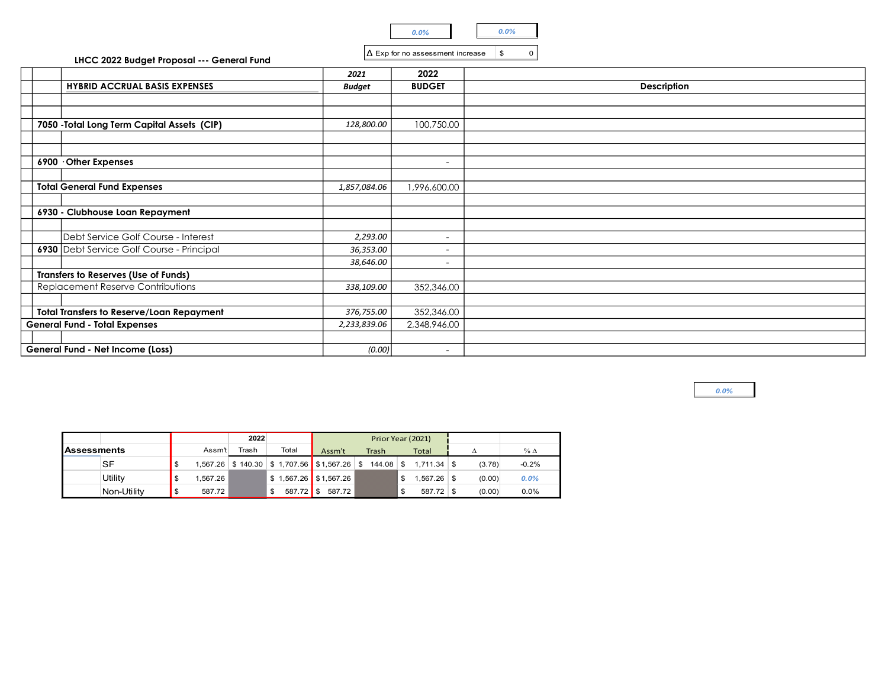0.0%

0.0%

Δ Exp for no assessment increase $ 0

**LHCC 2022 Budget Proposal --- General Fund**

| | | 2021 | 2022 | |
|---|---|---|---|---|
| | **HYBRID ACCRUAL BASIS EXPENSES** | *Budget* | **BUDGET** | **Description** |
| | | | | |
| | | | | |
| **7050 -Total Long Term Capital Assets (CIP)** | | *128,800.00* | 100,750.00 | |
| | | | | |
| | | | | |
| **6900 · Other Expenses** | | | - | |
| | | | | |
| **Total General Fund Expenses** | | *1,857,084.06* | 1,996,600.00 | |
| | | | | |
| **6930 - Clubhouse Loan Repayment** | | | | |
| | | | | |
| | Debt Service Golf Course - Interest | *2,293.00* | - | |
| **6930** | Debt Service Golf Course - Principal | *36,353.00* | - | |
| | | *38,646.00* | - | |
| **Transfers to Reserves (Use of Funds)** | | | | |
| Replacement Reserve Contributions | | *338,109.00* | 352,346.00 | |
| | | | | |
| **Total Transfers to Reserve/Loan Repayment** | | *376,755.00* | 352,346.00 | |
| **General Fund - Total Expenses** | | *2,233,839.06* | 2,348,946.00 | |
| | | | | |
| **General Fund - Net Income (Loss)** | | *(0.00)* | - | |

0.0%

| | | 2022 | | | Prior Year (2021) | | | |
|---|---|---|---|---|---|---|---|---|
| **Assessments** | | Assm't | Trash | Total | Assm't | Trash | Total | Δ | % Δ |
| | SF | $ 1,567.26 | $ 140.30 | $ 1,707.56 | $ 1,567.26 | $ 144.08 | $ 1,711.34 | $ (3.78) | -0.2% |
| | Utility | $ 1,567.26 | | $ 1,567.26 | $ 1,567.26 | | $ 1,567.26 | $ (0.00) | 0.0% |
| | Non-Utility | $ 587.72 | | $ 587.72 | $ 587.72 | | $ 587.72 | $ (0.00) | 0.0% |